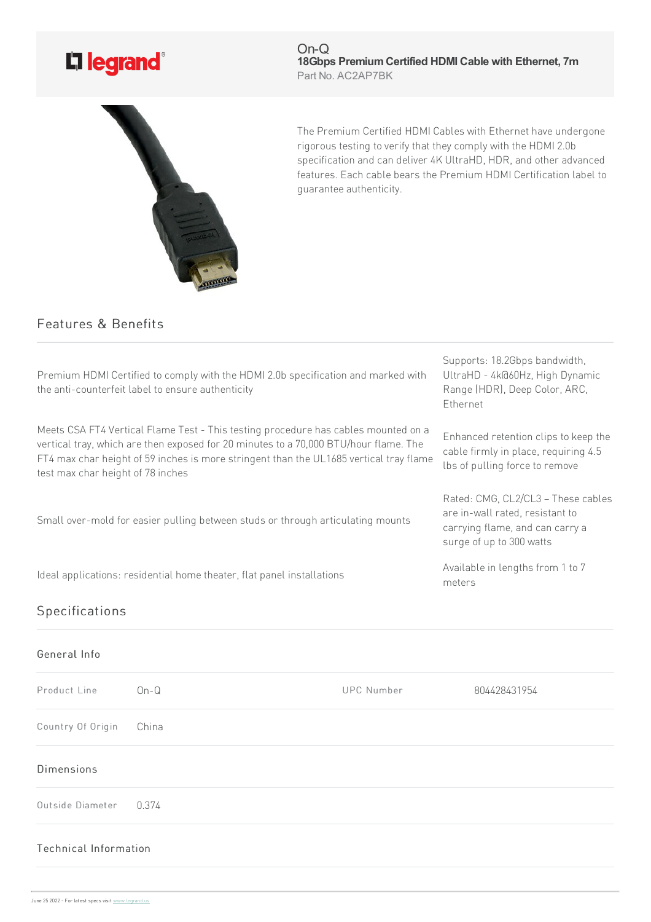# On-Q

**18Gbps Premium Certified HDMI Cable with Ethernet, 7m**

Part No. AC2AP7BK

The Premium Certified HDMI Cables with Ethernet have undergone rigorous testing to verify that they comply with the HDMI 2.0b specification and can deliver 4K UltraHD, HDR, and other advanced features. Each cable bears the Premium HDMI Certification label to guarantee authenticity.

## Features & Benefits

- Premium HDMI Certified to comply with the HDMI 2.0b specification and marked with the anti-counterfeit label to ensure authenticity
- Supports: 18.2Gbps bandwidth, UltraHD - 4k@60Hz, High Dynamic Range (HDR), Deep Color, ARC, Ethernet
- Meets CSA FT4 Vertical Flame Test - This testing procedure has cables mounted on a vertical tray, which are then exposed for 20 minutes to a 70,000 BTU/hour flame. The FT4 max char height of 59 inches is more stringent than the UL1685 vertical tray flame test max char height of 78 inches
- Enhanced retention clips to keep the cable firmly in place, requiring 4.5 lbs of pulling force to remove
- Small over-mold for easier pulling between studs or through articulating mounts
- Rated: CMG, CL2/CL3 – These cables are in-wall rated, resistant to carrying flame, and can carry a surge of up to 300 watts
- Ideal applications: residential home theater, flat panel installations
- Available in lengths from 1 to 7 meters

## Specifications

### General Info

| Product Line | On-Q | UPC Number | 804428431954 |
| --- | --- | --- | --- |
| Country Of Origin | China | | |

### Dimensions

| Outside Diameter | 0.374 |
| --- | --- |

### Technical Information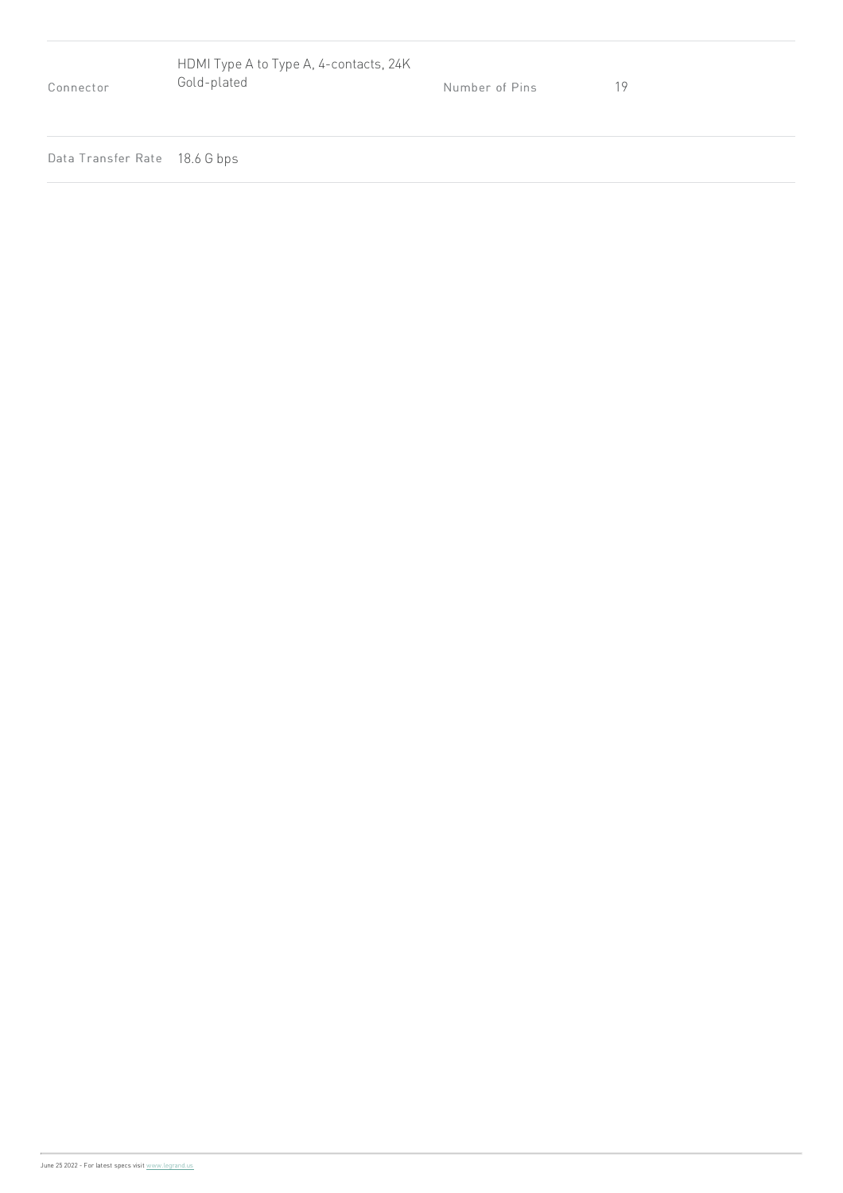| | | | |
|---|---|---|---|
| Connector | HDMI Type A to Type A, 4-contacts, 24K Gold-plated | Number of Pins | 19 |
| Data Transfer Rate | 18.6 G bps | | |